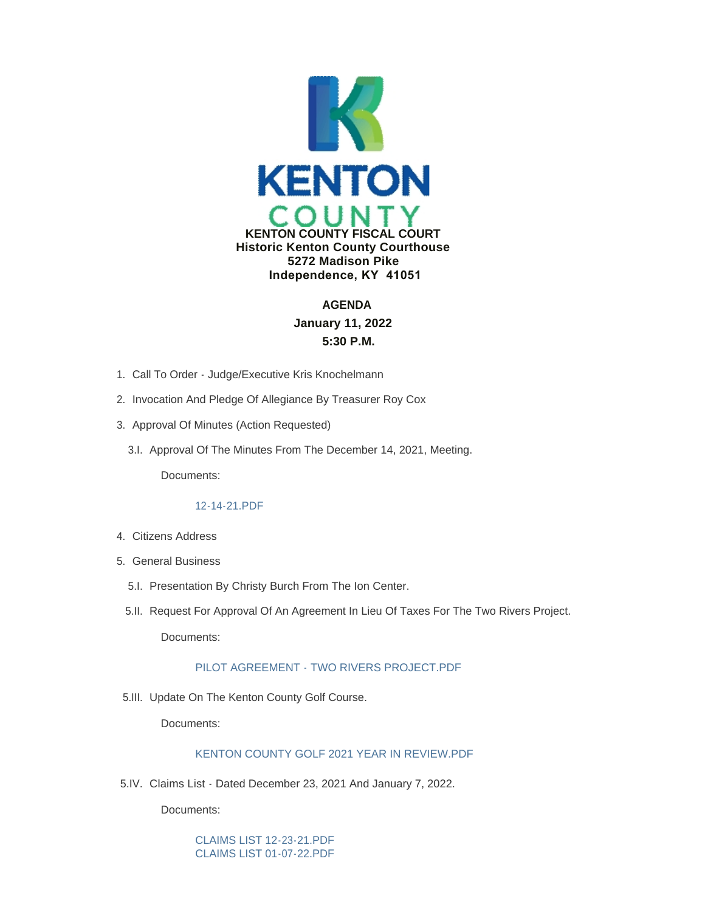**KENTON COUNTY FISCAL COURT**
**Historic Kenton County Courthouse**
**5272 Madison Pike**
**Independence, KY 41051**

**AGENDA**
**January 11, 2022**
**5:30 P.M.**

1. Call To Order - Judge/Executive Kris Knochelmann
2. Invocation And Pledge Of Allegiance By Treasurer Roy Cox
3. Approval Of Minutes (Action Requested)

   3.I. Approval Of The Minutes From The December 14, 2021, Meeting.

   Documents:

   12-14-21.PDF

4. Citizens Address
5. General Business

   5.I. Presentation By Christy Burch From The Ion Center.

   5.II. Request For Approval Of An Agreement In Lieu Of Taxes For The Two Rivers Project.

   Documents:

   PILOT AGREEMENT - TWO RIVERS PROJECT.PDF

   5.III. Update On The Kenton County Golf Course.

   Documents:

   KENTON COUNTY GOLF 2021 YEAR IN REVIEW.PDF

   5.IV. Claims List - Dated December 23, 2021 And January 7, 2022.

   Documents:

   CLAIMS LIST 12-23-21.PDF
   CLAIMS LIST 01-07-22.PDF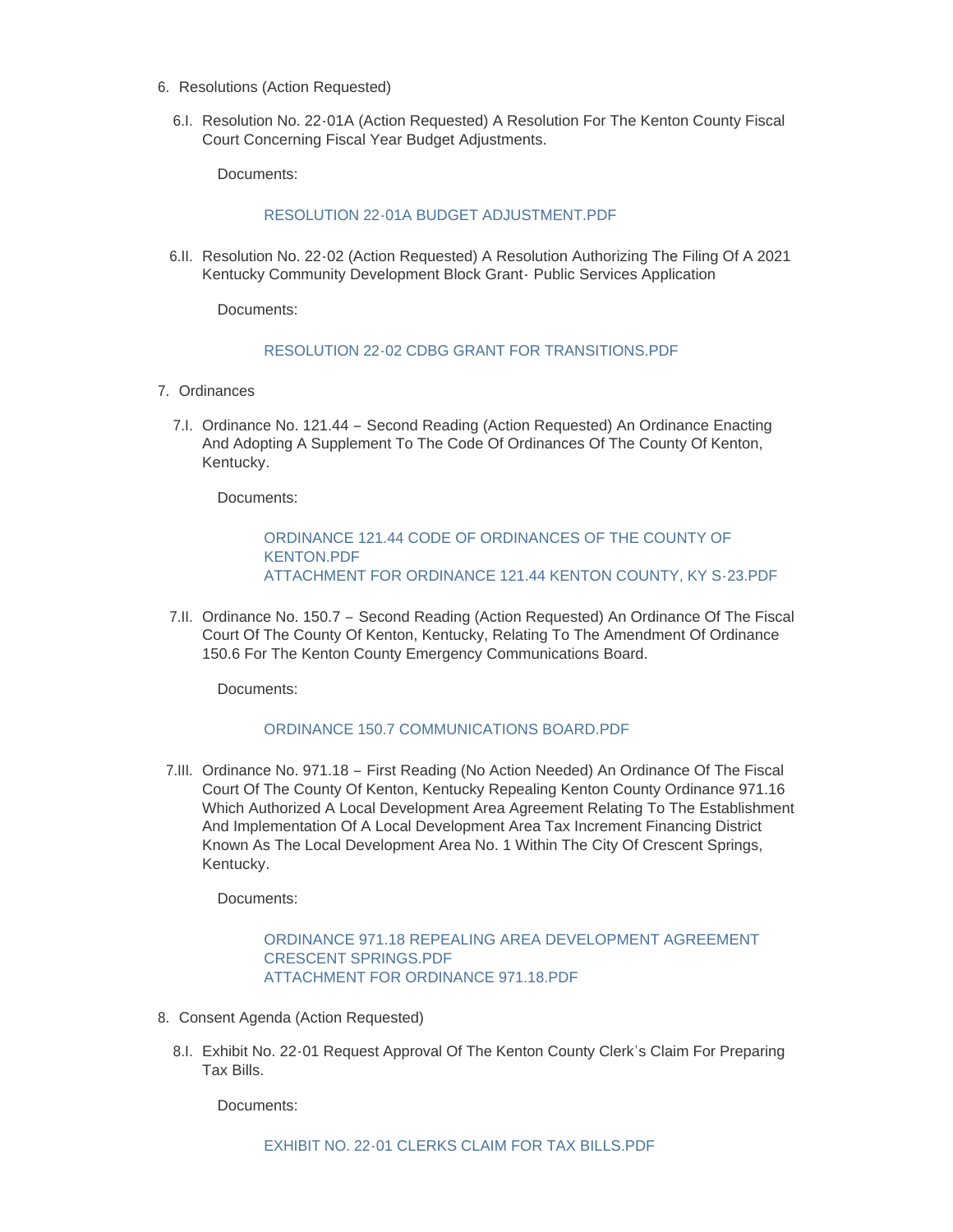6. Resolutions (Action Requested)

   6.I. Resolution No. 22-01A (Action Requested) A Resolution For The Kenton County Fiscal Court Concerning Fiscal Year Budget Adjustments.

   Documents:

   RESOLUTION 22-01A BUDGET ADJUSTMENT.PDF

   6.II. Resolution No. 22-02 (Action Requested) A Resolution Authorizing The Filing Of A 2021 Kentucky Community Development Block Grant- Public Services Application

   Documents:

   RESOLUTION 22-02 CDBG GRANT FOR TRANSITIONS.PDF

7. Ordinances

   7.I. Ordinance No. 121.44 – Second Reading (Action Requested) An Ordinance Enacting And Adopting A Supplement To The Code Of Ordinances Of The County Of Kenton, Kentucky.

   Documents:

   ORDINANCE 121.44 CODE OF ORDINANCES OF THE COUNTY OF KENTON.PDF
   ATTACHMENT FOR ORDINANCE 121.44 KENTON COUNTY, KY S-23.PDF

   7.II. Ordinance No. 150.7 – Second Reading (Action Requested) An Ordinance Of The Fiscal Court Of The County Of Kenton, Kentucky, Relating To The Amendment Of Ordinance 150.6 For The Kenton County Emergency Communications Board.

   Documents:

   ORDINANCE 150.7 COMMUNICATIONS BOARD.PDF

   7.III. Ordinance No. 971.18 – First Reading (No Action Needed) An Ordinance Of The Fiscal Court Of The County Of Kenton, Kentucky Repealing Kenton County Ordinance 971.16 Which Authorized A Local Development Area Agreement Relating To The Establishment And Implementation Of A Local Development Area Tax Increment Financing District Known As The Local Development Area No. 1 Within The City Of Crescent Springs, Kentucky.

   Documents:

   ORDINANCE 971.18 REPEALING AREA DEVELOPMENT AGREEMENT CRESCENT SPRINGS.PDF
   ATTACHMENT FOR ORDINANCE 971.18.PDF

8. Consent Agenda (Action Requested)

   8.I. Exhibit No. 22-01 Request Approval Of The Kenton County Clerk's Claim For Preparing Tax Bills.

   Documents:

   EXHIBIT NO. 22-01 CLERKS CLAIM FOR TAX BILLS.PDF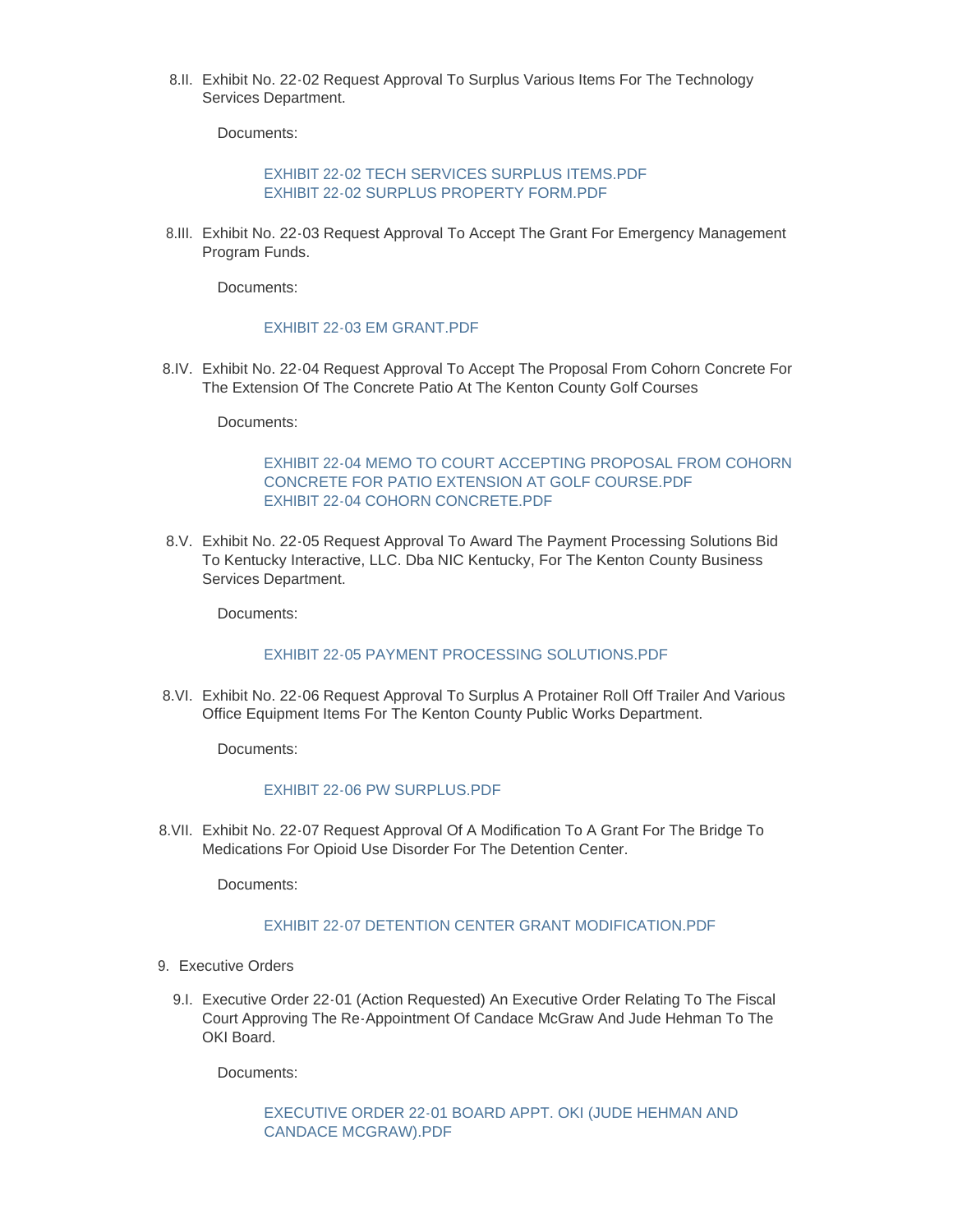8.II. Exhibit No. 22-02 Request Approval To Surplus Various Items For The Technology Services Department.

Documents:

EXHIBIT 22-02 TECH SERVICES SURPLUS ITEMS.PDF
EXHIBIT 22-02 SURPLUS PROPERTY FORM.PDF

8.III. Exhibit No. 22-03 Request Approval To Accept The Grant For Emergency Management Program Funds.

Documents:

EXHIBIT 22-03 EM GRANT.PDF

8.IV. Exhibit No. 22-04 Request Approval To Accept The Proposal From Cohorn Concrete For The Extension Of The Concrete Patio At The Kenton County Golf Courses

Documents:

EXHIBIT 22-04 MEMO TO COURT ACCEPTING PROPOSAL FROM COHORN CONCRETE FOR PATIO EXTENSION AT GOLF COURSE.PDF
EXHIBIT 22-04 COHORN CONCRETE.PDF

8.V. Exhibit No. 22-05 Request Approval To Award The Payment Processing Solutions Bid To Kentucky Interactive, LLC. Dba NIC Kentucky, For The Kenton County Business Services Department.

Documents:

EXHIBIT 22-05 PAYMENT PROCESSING SOLUTIONS.PDF

8.VI. Exhibit No. 22-06 Request Approval To Surplus A Protainer Roll Off Trailer And Various Office Equipment Items For The Kenton County Public Works Department.

Documents:

EXHIBIT 22-06 PW SURPLUS.PDF

8.VII. Exhibit No. 22-07 Request Approval Of A Modification To A Grant For The Bridge To Medications For Opioid Use Disorder For The Detention Center.

Documents:

EXHIBIT 22-07 DETENTION CENTER GRANT MODIFICATION.PDF

9. Executive Orders

9.I. Executive Order 22-01 (Action Requested) An Executive Order Relating To The Fiscal Court Approving The Re-Appointment Of Candace McGraw And Jude Hehman To The OKI Board.

Documents:

EXECUTIVE ORDER 22-01 BOARD APPT. OKI (JUDE HEHMAN AND CANDACE MCGRAW).PDF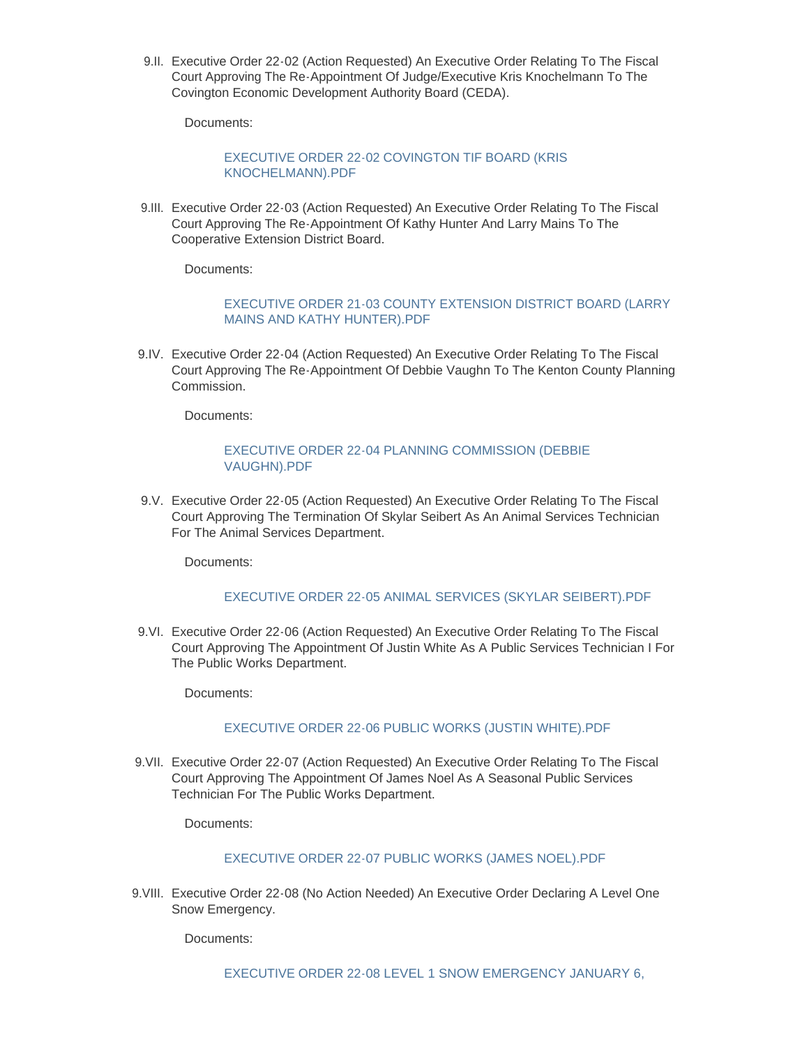9.II. Executive Order 22-02 (Action Requested) An Executive Order Relating To The Fiscal Court Approving The Re-Appointment Of Judge/Executive Kris Knochelmann To The Covington Economic Development Authority Board (CEDA).

Documents:

EXECUTIVE ORDER 22-02 COVINGTON TIF BOARD (KRIS KNOCHELMANN).PDF

9.III. Executive Order 22-03 (Action Requested) An Executive Order Relating To The Fiscal Court Approving The Re-Appointment Of Kathy Hunter And Larry Mains To The Cooperative Extension District Board.

Documents:

EXECUTIVE ORDER 21-03 COUNTY EXTENSION DISTRICT BOARD (LARRY MAINS AND KATHY HUNTER).PDF

9.IV. Executive Order 22-04 (Action Requested) An Executive Order Relating To The Fiscal Court Approving The Re-Appointment Of Debbie Vaughn To The Kenton County Planning Commission.

Documents:

EXECUTIVE ORDER 22-04 PLANNING COMMISSION (DEBBIE VAUGHN).PDF

9.V. Executive Order 22-05 (Action Requested) An Executive Order Relating To The Fiscal Court Approving The Termination Of Skylar Seibert As An Animal Services Technician For The Animal Services Department.

Documents:

EXECUTIVE ORDER 22-05 ANIMAL SERVICES (SKYLAR SEIBERT).PDF

9.VI. Executive Order 22-06 (Action Requested) An Executive Order Relating To The Fiscal Court Approving The Appointment Of Justin White As A Public Services Technician I For The Public Works Department.

Documents:

EXECUTIVE ORDER 22-06 PUBLIC WORKS (JUSTIN WHITE).PDF

9.VII. Executive Order 22-07 (Action Requested) An Executive Order Relating To The Fiscal Court Approving The Appointment Of James Noel As A Seasonal Public Services Technician For The Public Works Department.

Documents:

EXECUTIVE ORDER 22-07 PUBLIC WORKS (JAMES NOEL).PDF

9.VIII. Executive Order 22-08 (No Action Needed) An Executive Order Declaring A Level One Snow Emergency.

Documents:

EXECUTIVE ORDER 22-08 LEVEL 1 SNOW EMERGENCY JANUARY 6,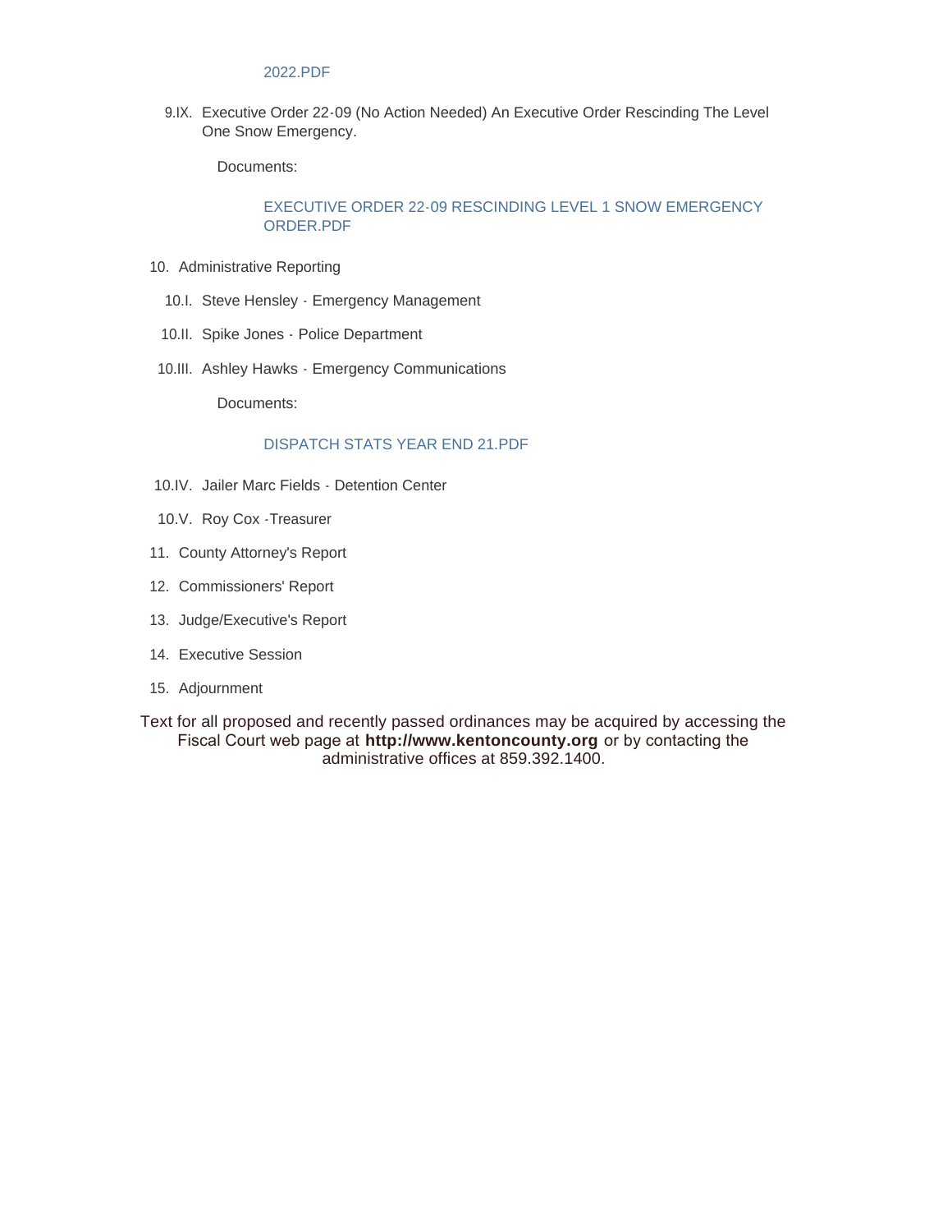2022.PDF

9.IX. Executive Order 22-09 (No Action Needed) An Executive Order Rescinding The Level One Snow Emergency.

Documents:

EXECUTIVE ORDER 22-09 RESCINDING LEVEL 1 SNOW EMERGENCY ORDER.PDF

10. Administrative Reporting

10.I. Steve Hensley - Emergency Management

10.II. Spike Jones - Police Department

10.III. Ashley Hawks - Emergency Communications

Documents:

DISPATCH STATS YEAR END 21.PDF

10.IV. Jailer Marc Fields - Detention Center

10.V. Roy Cox -Treasurer

11. County Attorney's Report

12. Commissioners' Report

13. Judge/Executive's Report

14. Executive Session

15. Adjournment

Text for all proposed and recently passed ordinances may be acquired by accessing the Fiscal Court web page at **http://www.kentoncounty.org** or by contacting the administrative offices at 859.392.1400.